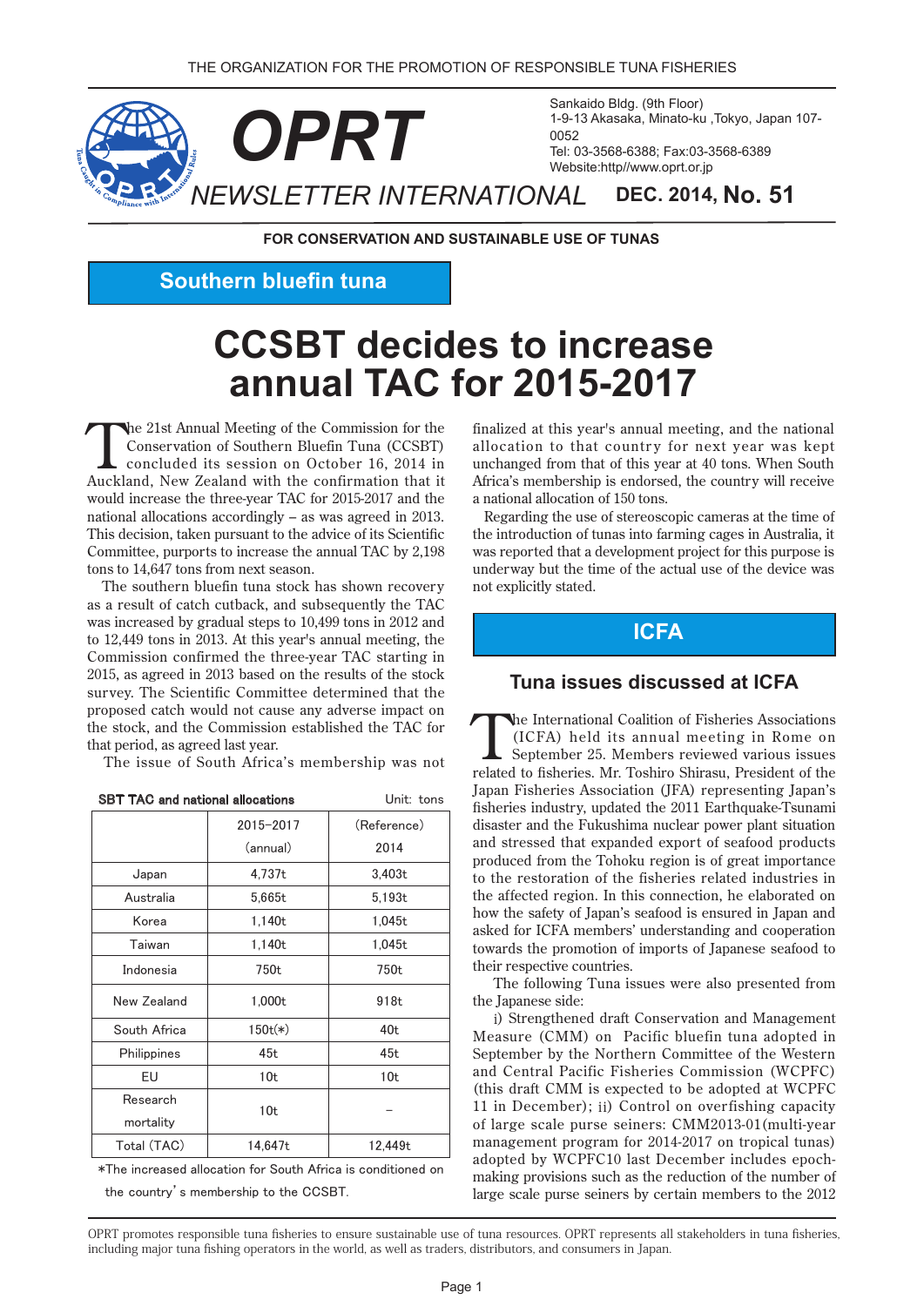THE ORGANIZATION FOR THE PROMOTION OF RESPONSIBLE TUNA FISHERIES

# OPRT

## NEWSLETTER INTERNATIONAL

Sankaido Bldg. (9th Floor)
1-9-13 Akasaka, Minato-ku ,Tokyo, Japan 107-0052
Tel: 03-3568-6388; Fax:03-3568-6389
Website:http//www.oprt.or.jp

**DEC. 2014, No. 51**

**FOR CONSERVATION AND SUSTAINABLE USE OF TUNAS**

## Southern bluefin tuna

# CCSBT decides to increase annual TAC for 2015-2017

The 21st Annual Meeting of the Commission for the Conservation of Southern Bluefin Tuna (CCSBT) concluded its session on October 16, 2014 in Auckland, New Zealand with the confirmation that it would increase the three-year TAC for 2015-2017 and the national allocations accordingly – as was agreed in 2013. This decision, taken pursuant to the advice of its Scientific Committee, purports to increase the annual TAC by 2,198 tons to 14,647 tons from next season.

The southern bluefin tuna stock has shown recovery as a result of catch cutback, and subsequently the TAC was increased by gradual steps to 10,499 tons in 2012 and to 12,449 tons in 2013. At this year's annual meeting, the Commission confirmed the three-year TAC starting in 2015, as agreed in 2013 based on the results of the stock survey. The Scientific Committee determined that the proposed catch would not cause any adverse impact on the stock, and the Commission established the TAC for that period, as agreed last year.

The issue of South Africa's membership was not finalized at this year's annual meeting, and the national allocation to that country for next year was kept unchanged from that of this year at 40 tons. When South Africa's membership is endorsed, the country will receive a national allocation of 150 tons.

Regarding the use of stereoscopic cameras at the time of the introduction of tunas into farming cages in Australia, it was reported that a development project for this purpose is underway but the time of the actual use of the device was not explicitly stated.

**SBT TAC and national allocations** Unit: tons

| | 2015–2017 (annual) | (Reference) 2014 |
|---|---|---|
| Japan | 4,737t | 3,403t |
| Australia | 5,665t | 5,193t |
| Korea | 1,140t | 1,045t |
| Taiwan | 1,140t | 1,045t |
| Indonesia | 750t | 750t |
| New Zealand | 1,000t | 918t |
| South Africa | 150t(*) | 40t |
| Philippines | 45t | 45t |
| EU | 10t | 10t |
| Research mortality | 10t | – |
| Total (TAC) | 14,647t | 12,449t |

*The increased allocation for South Africa is conditioned on the country's membership to the CCSBT.

## ICFA

### Tuna issues discussed at ICFA

The International Coalition of Fisheries Associations (ICFA) held its annual meeting in Rome on September 25. Members reviewed various issues related to fisheries. Mr. Toshiro Shirasu, President of the Japan Fisheries Association (JFA) representing Japan's fisheries industry, updated the 2011 Earthquake-Tsunami disaster and the Fukushima nuclear power plant situation and stressed that expanded export of seafood products produced from the Tohoku region is of great importance to the restoration of the fisheries related industries in the affected region. In this connection, he elaborated on how the safety of Japan's seafood is ensured in Japan and asked for ICFA members' understanding and cooperation towards the promotion of imports of Japanese seafood to their respective countries.

The following Tuna issues were also presented from the Japanese side:

i) Strengthened draft Conservation and Management Measure (CMM) on Pacific bluefin tuna adopted in September by the Northern Committee of the Western and Central Pacific Fisheries Commission (WCPFC) (this draft CMM is expected to be adopted at WCPFC 11 in December); ii) Control on overfishing capacity of large scale purse seiners: CMM2013-01(multi-year management program for 2014-2017 on tropical tunas) adopted by WCPFC10 last December includes epoch-making provisions such as the reduction of the number of large scale purse seiners by certain members to the 2012

OPRT promotes responsible tuna fisheries to ensure sustainable use of tuna resources. OPRT represents all stakeholders in tuna fisheries, including major tuna fishing operators in the world, as well as traders, distributors, and consumers in Japan.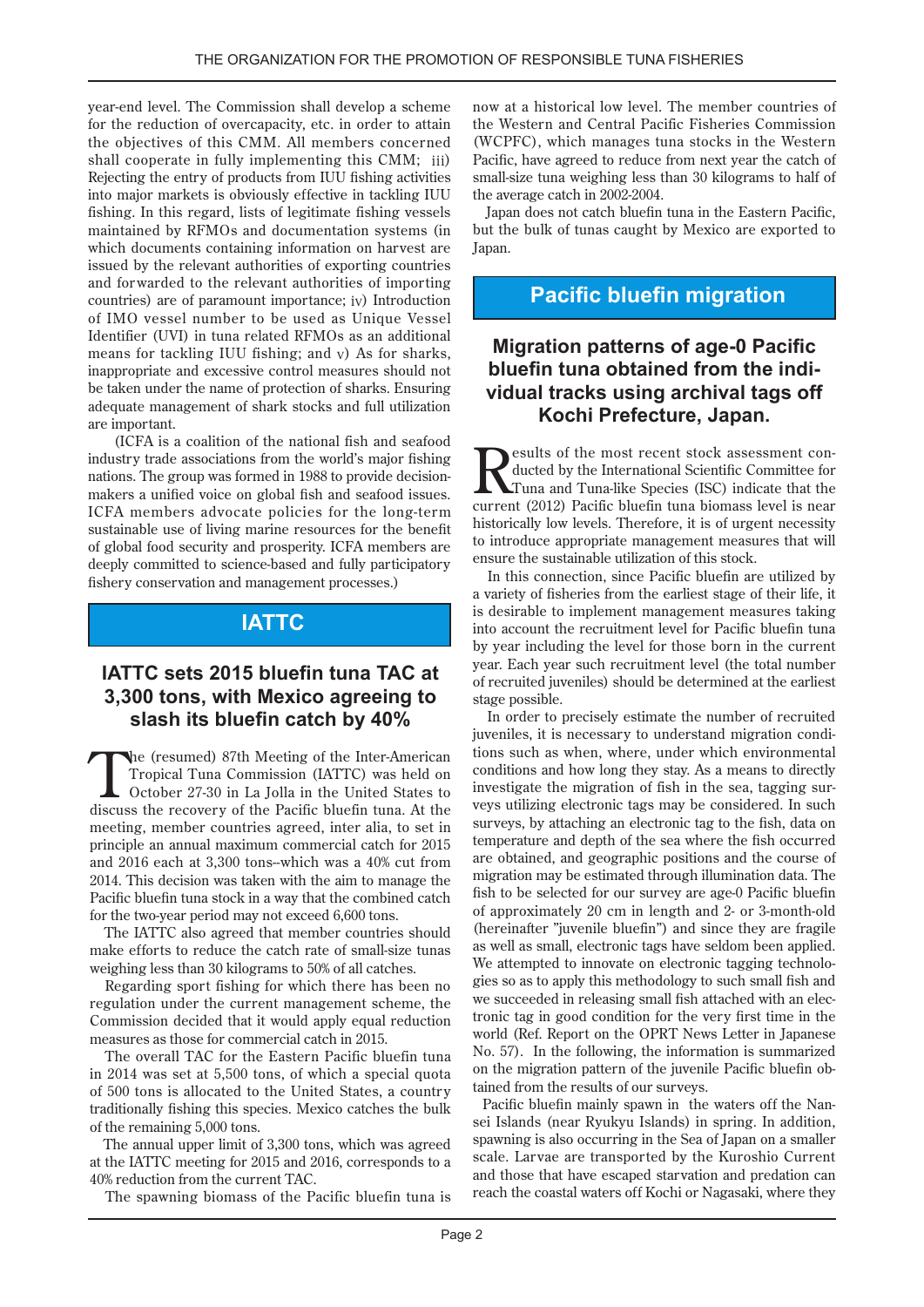year-end level. The Commission shall develop a scheme for the reduction of overcapacity, etc. in order to attain the objectives of this CMM. All members concerned shall cooperate in fully implementing this CMM; ⅲ) Rejecting the entry of products from IUU fishing activities into major markets is obviously effective in tackling IUU fishing. In this regard, lists of legitimate fishing vessels maintained by RFMOs and documentation systems (in which documents containing information on harvest are issued by the relevant authorities of exporting countries and forwarded to the relevant authorities of importing countries) are of paramount importance; ⅳ) Introduction of IMO vessel number to be used as Unique Vessel Identifier (UVI) in tuna related RFMOs as an additional means for tackling IUU fishing; and ⅴ) As for sharks, inappropriate and excessive control measures should not be taken under the name of protection of sharks. Ensuring adequate management of shark stocks and full utilization are important.

(ICFA is a coalition of the national fish and seafood industry trade associations from the world's major fishing nations. The group was formed in 1988 to provide decision-makers a unified voice on global fish and seafood issues. ICFA members advocate policies for the long-term sustainable use of living marine resources for the benefit of global food security and prosperity. ICFA members are deeply committed to science-based and fully participatory fishery conservation and management processes.)

## IATTC

### IATTC sets 2015 bluefin tuna TAC at 3,300 tons, with Mexico agreeing to slash its bluefin catch by 40%

The (resumed) 87th Meeting of the Inter-American Tropical Tuna Commission (IATTC) was held on October 27-30 in La Jolla in the United States to discuss the recovery of the Pacific bluefin tuna. At the meeting, member countries agreed, inter alia, to set in principle an annual maximum commercial catch for 2015 and 2016 each at 3,300 tons--which was a 40% cut from 2014. This decision was taken with the aim to manage the Pacific bluefin tuna stock in a way that the combined catch for the two-year period may not exceed 6,600 tons.

The IATTC also agreed that member countries should make efforts to reduce the catch rate of small-size tunas weighing less than 30 kilograms to 50% of all catches.

Regarding sport fishing for which there has been no regulation under the current management scheme, the Commission decided that it would apply equal reduction measures as those for commercial catch in 2015.

The overall TAC for the Eastern Pacific bluefin tuna in 2014 was set at 5,500 tons, of which a special quota of 500 tons is allocated to the United States, a country traditionally fishing this species. Mexico catches the bulk of the remaining 5,000 tons.

The annual upper limit of 3,300 tons, which was agreed at the IATTC meeting for 2015 and 2016, corresponds to a 40% reduction from the current TAC.

The spawning biomass of the Pacific bluefin tuna is now at a historical low level. The member countries of the Western and Central Pacific Fisheries Commission (WCPFC), which manages tuna stocks in the Western Pacific, have agreed to reduce from next year the catch of small-size tuna weighing less than 30 kilograms to half of the average catch in 2002-2004.

Japan does not catch bluefin tuna in the Eastern Pacific, but the bulk of tunas caught by Mexico are exported to Japan.

## Pacific bluefin migration

### Migration patterns of age-0 Pacific bluefin tuna obtained from the individual tracks using archival tags off Kochi Prefecture, Japan.

Results of the most recent stock assessment conducted by the International Scientific Committee for Tuna and Tuna-like Species (ISC) indicate that the current (2012) Pacific bluefin tuna biomass level is near historically low levels. Therefore, it is of urgent necessity to introduce appropriate management measures that will ensure the sustainable utilization of this stock.

In this connection, since Pacific bluefin are utilized by a variety of fisheries from the earliest stage of their life, it is desirable to implement management measures taking into account the recruitment level for Pacific bluefin tuna by year including the level for those born in the current year. Each year such recruitment level (the total number of recruited juveniles) should be determined at the earliest stage possible.

In order to precisely estimate the number of recruited juveniles, it is necessary to understand migration conditions such as when, where, under which environmental conditions and how long they stay. As a means to directly investigate the migration of fish in the sea, tagging surveys utilizing electronic tags may be considered. In such surveys, by attaching an electronic tag to the fish, data on temperature and depth of the sea where the fish occurred are obtained, and geographic positions and the course of migration may be estimated through illumination data. The fish to be selected for our survey are age-0 Pacific bluefin of approximately 20 cm in length and 2- or 3-month-old (hereinafter "juvenile bluefin") and since they are fragile as well as small, electronic tags have seldom been applied. We attempted to innovate on electronic tagging technologies so as to apply this methodology to such small fish and we succeeded in releasing small fish attached with an electronic tag in good condition for the very first time in the world (Ref. Report on the OPRT News Letter in Japanese No. 57). In the following, the information is summarized on the migration pattern of the juvenile Pacific bluefin obtained from the results of our surveys.

Pacific bluefin mainly spawn in the waters off the Nansei Islands (near Ryukyu Islands) in spring. In addition, spawning is also occurring in the Sea of Japan on a smaller scale. Larvae are transported by the Kuroshio Current and those that have escaped starvation and predation can reach the coastal waters off Kochi or Nagasaki, where they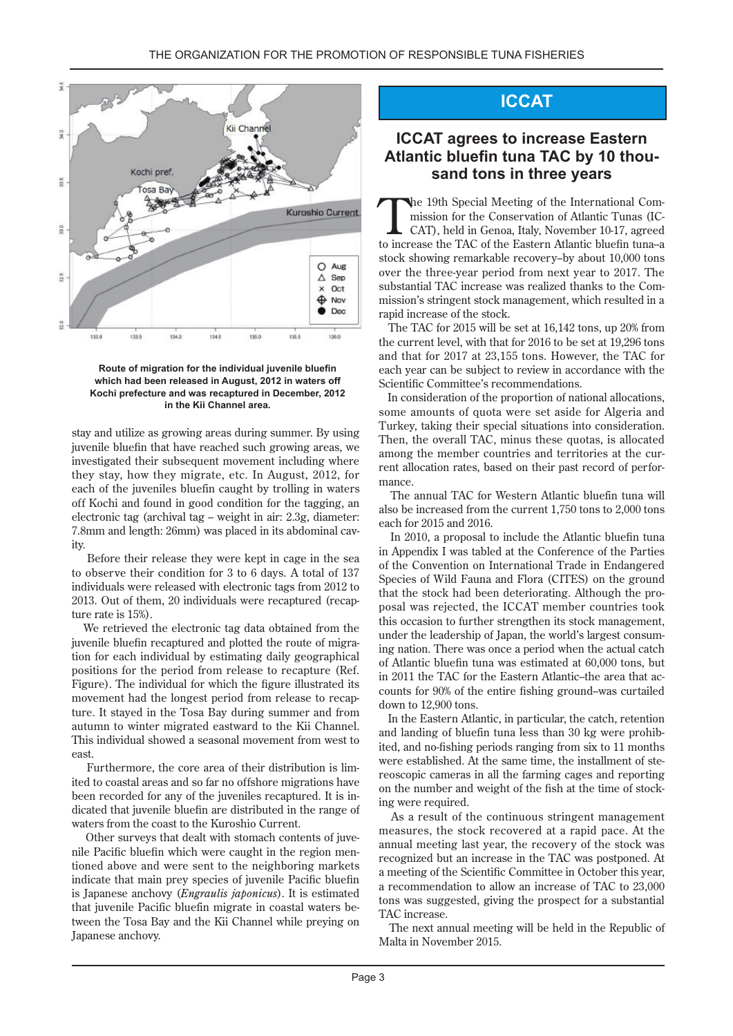Route of migration for the individual juvenile bluefin which had been released in August, 2012 in waters off Kochi prefecture and was recaptured in December, 2012 in the Kii Channel area.

stay and utilize as growing areas during summer. By using juvenile bluefin that have reached such growing areas, we investigated their subsequent movement including where they stay, how they migrate, etc. In August, 2012, for each of the juveniles bluefin caught by trolling in waters off Kochi and found in good condition for the tagging, an electronic tag (archival tag – weight in air: 2.3g, diameter: 7.8mm and length: 26mm) was placed in its abdominal cavity.

Before their release they were kept in cage in the sea to observe their condition for 3 to 6 days. A total of 137 individuals were released with electronic tags from 2012 to 2013. Out of them, 20 individuals were recaptured (recapture rate is 15%).

We retrieved the electronic tag data obtained from the juvenile bluefin recaptured and plotted the route of migration for each individual by estimating daily geographical positions for the period from release to recapture (Ref. Figure). The individual for which the figure illustrated its movement had the longest period from release to recapture. It stayed in the Tosa Bay during summer and from autumn to winter migrated eastward to the Kii Channel. This individual showed a seasonal movement from west to east.

Furthermore, the core area of their distribution is limited to coastal areas and so far no offshore migrations have been recorded for any of the juveniles recaptured. It is indicated that juvenile bluefin are distributed in the range of waters from the coast to the Kuroshio Current.

Other surveys that dealt with stomach contents of juvenile Pacific bluefin which were caught in the region mentioned above and were sent to the neighboring markets indicate that main prey species of juvenile Pacific bluefin is Japanese anchovy (*Engraulis japonicus*). It is estimated that juvenile Pacific bluefin migrate in coastal waters between the Tosa Bay and the Kii Channel while preying on Japanese anchovy.

# ICCAT

## ICCAT agrees to increase Eastern Atlantic bluefin tuna TAC by 10 thousand tons in three years

The 19th Special Meeting of the International Commission for the Conservation of Atlantic Tunas (ICCAT), held in Genoa, Italy, November 10-17, agreed to increase the TAC of the Eastern Atlantic bluefin tuna–a stock showing remarkable recovery–by about 10,000 tons over the three-year period from next year to 2017. The substantial TAC increase was realized thanks to the Commission's stringent stock management, which resulted in a rapid increase of the stock.

The TAC for 2015 will be set at 16,142 tons, up 20% from the current level, with that for 2016 to be set at 19,296 tons and that for 2017 at 23,155 tons. However, the TAC for each year can be subject to review in accordance with the Scientific Committee's recommendations.

In consideration of the proportion of national allocations, some amounts of quota were set aside for Algeria and Turkey, taking their special situations into consideration. Then, the overall TAC, minus these quotas, is allocated among the member countries and territories at the current allocation rates, based on their past record of performance.

The annual TAC for Western Atlantic bluefin tuna will also be increased from the current 1,750 tons to 2,000 tons each for 2015 and 2016.

In 2010, a proposal to include the Atlantic bluefin tuna in Appendix I was tabled at the Conference of the Parties of the Convention on International Trade in Endangered Species of Wild Fauna and Flora (CITES) on the ground that the stock had been deteriorating. Although the proposal was rejected, the ICCAT member countries took this occasion to further strengthen its stock management, under the leadership of Japan, the world's largest consuming nation. There was once a period when the actual catch of Atlantic bluefin tuna was estimated at 60,000 tons, but in 2011 the TAC for the Eastern Atlantic–the area that accounts for 90% of the entire fishing ground–was curtailed down to 12,900 tons.

In the Eastern Atlantic, in particular, the catch, retention and landing of bluefin tuna less than 30 kg were prohibited, and no-fishing periods ranging from six to 11 months were established. At the same time, the installment of stereoscopic cameras in all the farming cages and reporting on the number and weight of the fish at the time of stocking were required.

As a result of the continuous stringent management measures, the stock recovered at a rapid pace. At the annual meeting last year, the recovery of the stock was recognized but an increase in the TAC was postponed. At a meeting of the Scientific Committee in October this year, a recommendation to allow an increase of TAC to 23,000 tons was suggested, giving the prospect for a substantial TAC increase.

The next annual meeting will be held in the Republic of Malta in November 2015.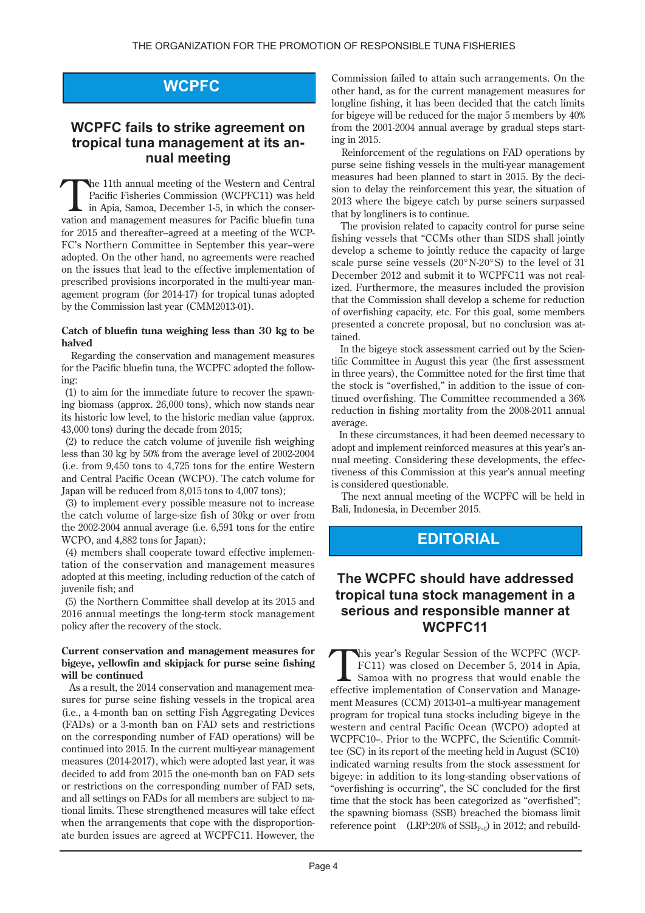## WCPFC

### WCPFC fails to strike agreement on tropical tuna management at its annual meeting

The 11th annual meeting of the Western and Central Pacific Fisheries Commission (WCPFC11) was held in Apia, Samoa, December 1-5, in which the conservation and management measures for Pacific bluefin tuna for 2015 and thereafter–agreed at a meeting of the WCPFC's Northern Committee in September this year–were adopted. On the other hand, no agreements were reached on the issues that lead to the effective implementation of prescribed provisions incorporated in the multi-year management program (for 2014-17) for tropical tunas adopted by the Commission last year (CMM2013-01).

**Catch of bluefin tuna weighing less than 30 kg to be halved**

Regarding the conservation and management measures for the Pacific bluefin tuna, the WCPFC adopted the following:

(1) to aim for the immediate future to recover the spawning biomass (approx. 26,000 tons), which now stands near its historic low level, to the historic median value (approx. 43,000 tons) during the decade from 2015;

(2) to reduce the catch volume of juvenile fish weighing less than 30 kg by 50% from the average level of 2002-2004 (i.e. from 9,450 tons to 4,725 tons for the entire Western and Central Pacific Ocean (WCPO). The catch volume for Japan will be reduced from 8,015 tons to 4,007 tons);

(3) to implement every possible measure not to increase the catch volume of large-size fish of 30kg or over from the 2002-2004 annual average (i.e. 6,591 tons for the entire WCPO, and 4,882 tons for Japan);

(4) members shall cooperate toward effective implementation of the conservation and management measures adopted at this meeting, including reduction of the catch of juvenile fish; and

(5) the Northern Committee shall develop at its 2015 and 2016 annual meetings the long-term stock management policy after the recovery of the stock.

**Current conservation and management measures for bigeye, yellowfin and skipjack for purse seine fishing will be continued**

As a result, the 2014 conservation and management measures for purse seine fishing vessels in the tropical area (i.e., a 4-month ban on setting Fish Aggregating Devices (FADs) or a 3-month ban on FAD sets and restrictions on the corresponding number of FAD operations) will be continued into 2015. In the current multi-year management measures (2014-2017), which were adopted last year, it was decided to add from 2015 the one-month ban on FAD sets or restrictions on the corresponding number of FAD sets, and all settings on FADs for all members are subject to national limits. These strengthened measures will take effect when the arrangements that cope with the disproportionate burden issues are agreed at WCPFC11. However, the Commission failed to attain such arrangements. On the other hand, as for the current management measures for longline fishing, it has been decided that the catch limits for bigeye will be reduced for the major 5 members by 40% from the 2001-2004 annual average by gradual steps starting in 2015.

Reinforcement of the regulations on FAD operations by purse seine fishing vessels in the multi-year management measures had been planned to start in 2015. By the decision to delay the reinforcement this year, the situation of 2013 where the bigeye catch by purse seiners surpassed that by longliners is to continue.

The provision related to capacity control for purse seine fishing vessels that "CCMs other than SIDS shall jointly develop a scheme to jointly reduce the capacity of large scale purse seine vessels (20°N-20°S) to the level of 31 December 2012 and submit it to WCPFC11 was not realized. Furthermore, the measures included the provision that the Commission shall develop a scheme for reduction of overfishing capacity, etc. For this goal, some members presented a concrete proposal, but no conclusion was attained.

In the bigeye stock assessment carried out by the Scientific Committee in August this year (the first assessment in three years), the Committee noted for the first time that the stock is "overfished," in addition to the issue of continued overfishing. The Committee recommended a 36% reduction in fishing mortality from the 2008-2011 annual average.

In these circumstances, it had been deemed necessary to adopt and implement reinforced measures at this year's annual meeting. Considering these developments, the effectiveness of this Commission at this year's annual meeting is considered questionable.

The next annual meeting of the WCPFC will be held in Bali, Indonesia, in December 2015.

## EDITORIAL

### The WCPFC should have addressed tropical tuna stock management in a serious and responsible manner at WCPFC11

This year's Regular Session of the WCPFC (WCPFC11) was closed on December 5, 2014 in Apia, Samoa with no progress that would enable the effective implementation of Conservation and Management Measures (CCM) 2013-01–a multi-year management program for tropical tuna stocks including bigeye in the western and central Pacific Ocean (WCPO) adopted at WCPFC10–. Prior to the WCPFC, the Scientific Committee (SC) in its report of the meeting held in August (SC10) indicated warning results from the stock assessment for bigeye: in addition to its long-standing observations of "overfishing is occurring", the SC concluded for the first time that the stock has been categorized as "overfished"; the spawning biomass (SSB) breached the biomass limit reference point (LRP:20% of $SSB_{F=0}$) in 2012; and rebuild-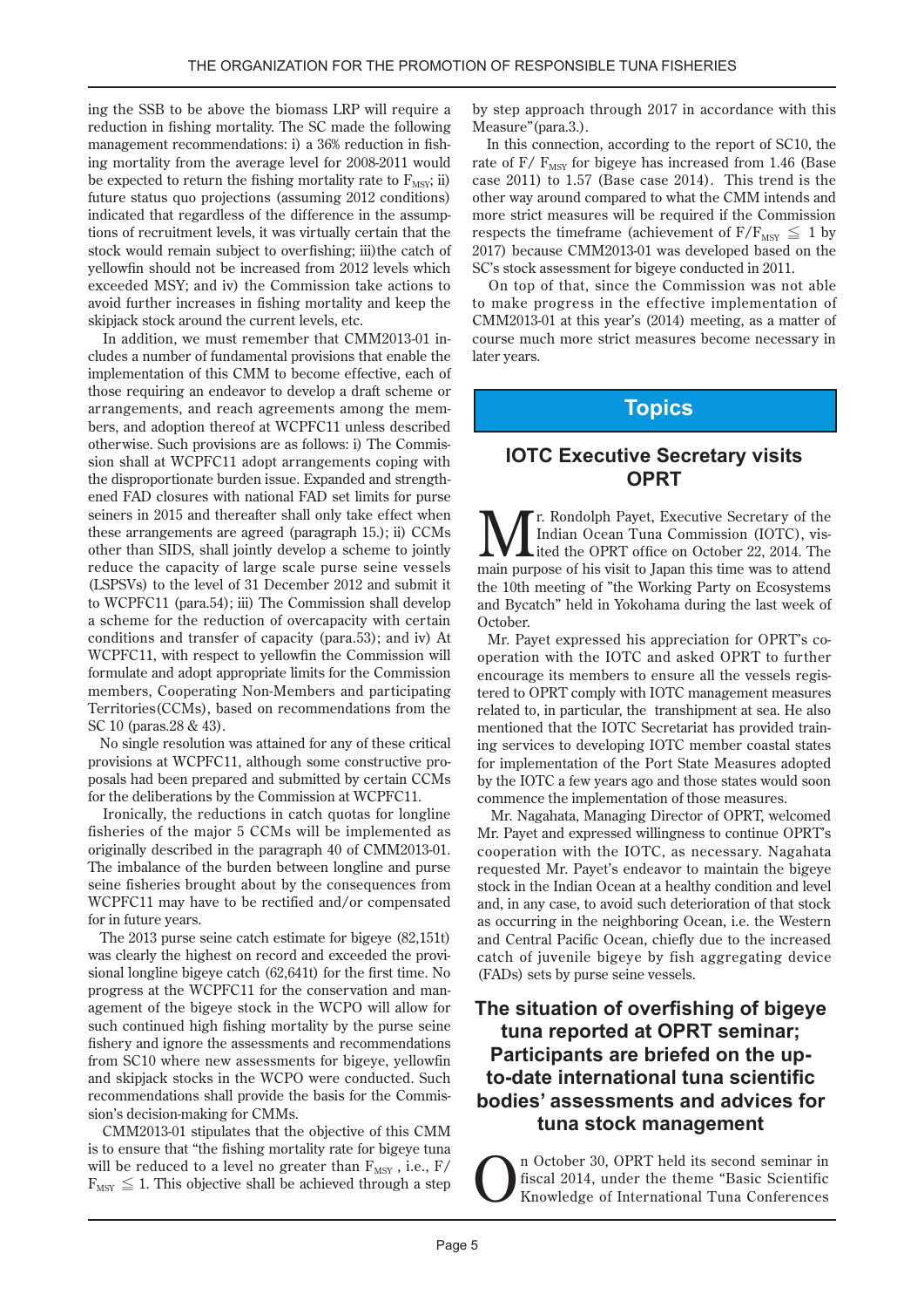ing the SSB to be above the biomass LRP will require a reduction in fishing mortality. The SC made the following management recommendations: i) a 36% reduction in fishing mortality from the average level for 2008-2011 would be expected to return the fishing mortality rate to $F_{MSY}$; ii) future status quo projections (assuming 2012 conditions) indicated that regardless of the difference in the assumptions of recruitment levels, it was virtually certain that the stock would remain subject to overfishing; iii)the catch of yellowfin should not be increased from 2012 levels which exceeded MSY; and iv) the Commission take actions to avoid further increases in fishing mortality and keep the skipjack stock around the current levels, etc.

In addition, we must remember that CMM2013-01 includes a number of fundamental provisions that enable the implementation of this CMM to become effective, each of those requiring an endeavor to develop a draft scheme or arrangements, and reach agreements among the members, and adoption thereof at WCPFC11 unless described otherwise. Such provisions are as follows: i) The Commission shall at WCPFC11 adopt arrangements coping with the disproportionate burden issue. Expanded and strengthened FAD closures with national FAD set limits for purse seiners in 2015 and thereafter shall only take effect when these arrangements are agreed (paragraph 15.); ii) CCMs other than SIDS, shall jointly develop a scheme to jointly reduce the capacity of large scale purse seine vessels (LSPSVs) to the level of 31 December 2012 and submit it to WCPFC11 (para.54); iii) The Commission shall develop a scheme for the reduction of overcapacity with certain conditions and transfer of capacity (para.53); and iv) At WCPFC11, with respect to yellowfin the Commission will formulate and adopt appropriate limits for the Commission members, Cooperating Non-Members and participating Territories(CCMs), based on recommendations from the SC 10 (paras.28 & 43).

No single resolution was attained for any of these critical provisions at WCPFC11, although some constructive proposals had been prepared and submitted by certain CCMs for the deliberations by the Commission at WCPFC11.

Ironically, the reductions in catch quotas for longline fisheries of the major 5 CCMs will be implemented as originally described in the paragraph 40 of CMM2013-01. The imbalance of the burden between longline and purse seine fisheries brought about by the consequences from WCPFC11 may have to be rectified and/or compensated for in future years.

The 2013 purse seine catch estimate for bigeye (82,151t) was clearly the highest on record and exceeded the provisional longline bigeye catch (62,641t) for the first time. No progress at the WCPFC11 for the conservation and management of the bigeye stock in the WCPO will allow for such continued high fishing mortality by the purse seine fishery and ignore the assessments and recommendations from SC10 where new assessments for bigeye, yellowfin and skipjack stocks in the WCPO were conducted. Such recommendations shall provide the basis for the Commission's decision-making for CMMs.

CMM2013-01 stipulates that the objective of this CMM is to ensure that "the fishing mortality rate for bigeye tuna will be reduced to a level no greater than $F_{MSY}$ , i.e., $F/F_{MSY} \leqq 1$. This objective shall be achieved through a step by step approach through 2017 in accordance with this Measure"(para.3.).

In this connection, according to the report of SC10, the rate of $F/F_{MSY}$ for bigeye has increased from 1.46 (Base case 2011) to 1.57 (Base case 2014). This trend is the other way around compared to what the CMM intends and more strict measures will be required if the Commission respects the timeframe (achievement of $F/F_{MSY} \leqq 1$ by 2017) because CMM2013-01 was developed based on the SC's stock assessment for bigeye conducted in 2011.

On top of that, since the Commission was not able to make progress in the effective implementation of CMM2013-01 at this year's (2014) meeting, as a matter of course much more strict measures become necessary in later years.

# Topics

## IOTC Executive Secretary visits OPRT

Mr. Rondolph Payet, Executive Secretary of the Indian Ocean Tuna Commission (IOTC), visited the OPRT office on October 22, 2014. The main purpose of his visit to Japan this time was to attend the 10th meeting of "the Working Party on Ecosystems and Bycatch" held in Yokohama during the last week of October.

Mr. Payet expressed his appreciation for OPRT's cooperation with the IOTC and asked OPRT to further encourage its members to ensure all the vessels registered to OPRT comply with IOTC management measures related to, in particular, the transhipment at sea. He also mentioned that the IOTC Secretariat has provided training services to developing IOTC member coastal states for implementation of the Port State Measures adopted by the IOTC a few years ago and those states would soon commence the implementation of those measures.

Mr. Nagahata, Managing Director of OPRT, welcomed Mr. Payet and expressed willingness to continue OPRT's cooperation with the IOTC, as necessary. Nagahata requested Mr. Payet's endeavor to maintain the bigeye stock in the Indian Ocean at a healthy condition and level and, in any case, to avoid such deterioration of that stock as occurring in the neighboring Ocean, i.e. the Western and Central Pacific Ocean, chiefly due to the increased catch of juvenile bigeye by fish aggregating device (FADs) sets by purse seine vessels.

## The situation of overfishing of bigeye tuna reported at OPRT seminar; Participants are briefed on the up-to-date international tuna scientific bodies' assessments and advices for tuna stock management

On October 30, OPRT held its second seminar in fiscal 2014, under the theme "Basic Scientific Knowledge of International Tuna Conferences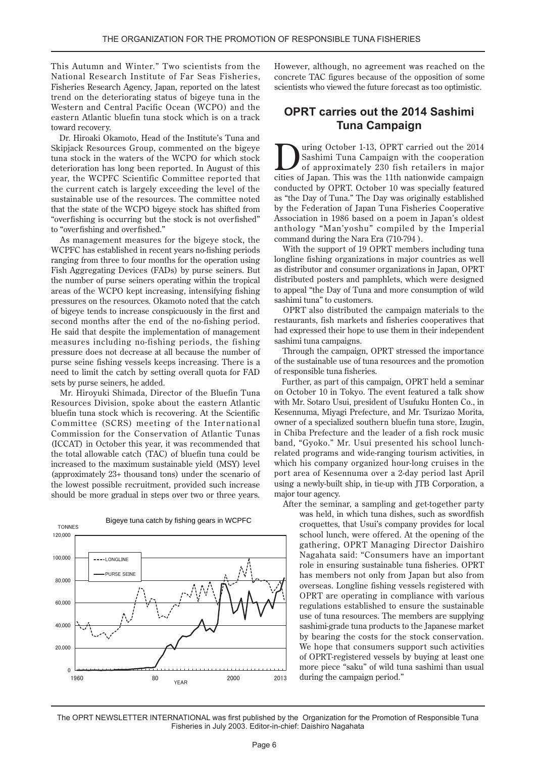This Autumn and Winter." Two scientists from the National Research Institute of Far Seas Fisheries, Fisheries Research Agency, Japan, reported on the latest trend on the deteriorating status of bigeye tuna in the Western and Central Pacific Ocean (WCPO) and the eastern Atlantic bluefin tuna stock which is on a track toward recovery.

Dr. Hiroaki Okamoto, Head of the Institute's Tuna and Skipjack Resources Group, commented on the bigeye tuna stock in the waters of the WCPO for which stock deterioration has long been reported. In August of this year, the WCPFC Scientific Committee reported that the current catch is largely exceeding the level of the sustainable use of the resources. The committee noted that the state of the WCPO bigeye stock has shifted from "overfishing is occurring but the stock is not overfished" to "overfishing and overfished."

As management measures for the bigeye stock, the WCPFC has established in recent years no-fishing periods ranging from three to four months for the operation using Fish Aggregating Devices (FADs) by purse seiners. But the number of purse seiners operating within the tropical areas of the WCPO kept increasing, intensifying fishing pressures on the resources. Okamoto noted that the catch of bigeye tends to increase conspicuously in the first and second months after the end of the no-fishing period. He said that despite the implementation of management measures including no-fishing periods, the fishing pressure does not decrease at all because the number of purse seine fishing vessels keeps increasing. There is a need to limit the catch by setting overall quota for FAD sets by purse seiners, he added.

Mr. Hiroyuki Shimada, Director of the Bluefin Tuna Resources Division, spoke about the eastern Atlantic bluefin tuna stock which is recovering. At the Scientific Committee (SCRS) meeting of the International Commission for the Conservation of Atlantic Tunas (ICCAT) in October this year, it was recommended that the total allowable catch (TAC) of bluefin tuna could be increased to the maximum sustainable yield (MSY) level (approximately 23+ thousand tons) under the scenario of the lowest possible recruitment, provided such increase should be more gradual in steps over two or three years.

Bigeye tuna catch by fishing gears in WCPFC

TONNES

120,000
100,000
80,000
60,000
40,000
20,000
0

LONGLINE
PURSE SEINE

1960
80
2000
2013
YEAR

However, although, no agreement was reached on the concrete TAC figures because of the opposition of some scientists who viewed the future forecast as too optimistic.

## OPRT carries out the 2014 Sashimi Tuna Campaign

During October 1-13, OPRT carried out the 2014 Sashimi Tuna Campaign with the cooperation of approximately 230 fish retailers in major cities of Japan. This was the 11th nationwide campaign conducted by OPRT. October 10 was specially featured as "the Day of Tuna." The Day was originally established by the Federation of Japan Tuna Fisheries Cooperative Association in 1986 based on a poem in Japan's oldest anthology "Man'yoshu" compiled by the Imperial command during the Nara Era (710-794 ).

With the support of 19 OPRT members including tuna longline fishing organizations in major countries as well as distributor and consumer organizations in Japan, OPRT distributed posters and pamphlets, which were designed to appeal "the Day of Tuna and more consumption of wild sashimi tuna" to customers.

OPRT also distributed the campaign materials to the restaurants, fish markets and fisheries cooperatives that had expressed their hope to use them in their independent sashimi tuna campaigns.

Through the campaign, OPRT stressed the importance of the sustainable use of tuna resources and the promotion of responsible tuna fisheries.

Further, as part of this campaign, OPRT held a seminar on October 10 in Tokyo. The event featured a talk show with Mr. Sotaro Usui, president of Usufuku Honten Co., in Kesennuma, Miyagi Prefecture, and Mr. Tsurizao Morita, owner of a specialized southern bluefin tuna store, Izugin, in Chiba Prefecture and the leader of a fish rock music band, "Gyoko." Mr. Usui presented his school lunch-related programs and wide-ranging tourism activities, in which his company organized hour-long cruises in the port area of Kesennuma over a 2-day period last April using a newly-built ship, in tie-up with JTB Corporation, a major tour agency.

After the seminar, a sampling and get-together party was held, in which tuna dishes, such as swordfish croquettes, that Usui's company provides for local school lunch, were offered. At the opening of the gathering, OPRT Managing Director Daishiro Nagahata said: "Consumers have an important role in ensuring sustainable tuna fisheries. OPRT has members not only from Japan but also from overseas. Longline fishing vessels registered with OPRT are operating in compliance with various regulations established to ensure the sustainable use of tuna resources. The members are supplying sashimi-grade tuna products to the Japanese market by bearing the costs for the stock conservation. We hope that consumers support such activities of OPRT-registered vessels by buying at least one more piece "saku" of wild tuna sashimi than usual during the campaign period."

The OPRT NEWSLETTER INTERNATIONAL was first published by the Organization for the Promotion of Responsible Tuna Fisheries in July 2003. Editor-in-chief: Daishiro Nagahata